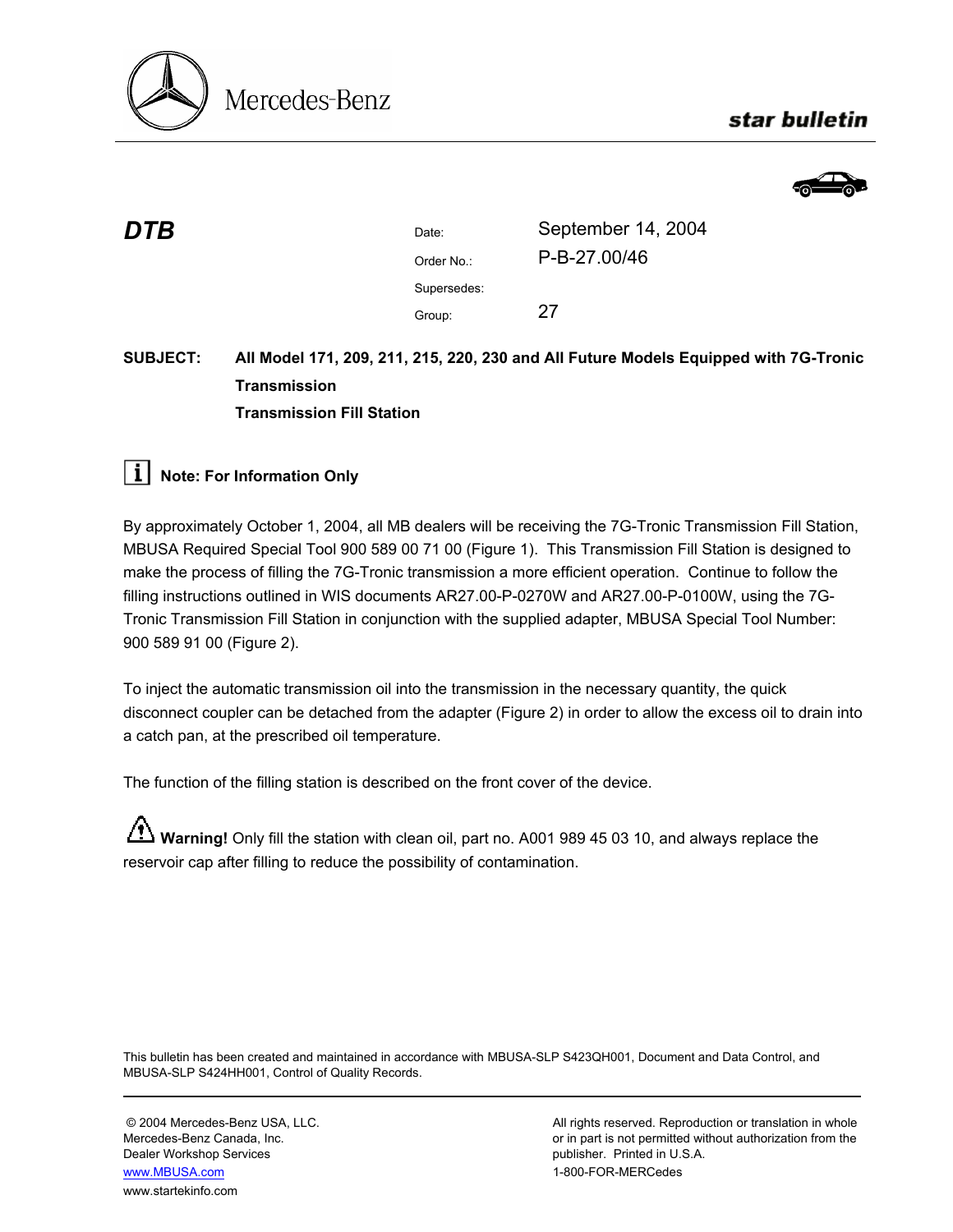Mercedes-Benz

**star bulletin**

# DTB

| | |
|---|---|
| Date: | September 14, 2004 |
| Order No.: | P-B-27.00/46 |
| Supersedes: | |
| Group: | 27 |

**SUBJECT: All Model 171, 209, 211, 215, 220, 230 and All Future Models Equipped with 7G-Tronic Transmission**
**Transmission Fill Station**

**Note: For Information Only**

By approximately October 1, 2004, all MB dealers will be receiving the 7G-Tronic Transmission Fill Station, MBUSA Required Special Tool 900 589 00 71 00 (Figure 1). This Transmission Fill Station is designed to make the process of filling the 7G-Tronic transmission a more efficient operation. Continue to follow the filling instructions outlined in WIS documents AR27.00-P-0270W and AR27.00-P-0100W, using the 7G-Tronic Transmission Fill Station in conjunction with the supplied adapter, MBUSA Special Tool Number: 900 589 91 00 (Figure 2).

To inject the automatic transmission oil into the transmission in the necessary quantity, the quick disconnect coupler can be detached from the adapter (Figure 2) in order to allow the excess oil to drain into a catch pan, at the prescribed oil temperature.

The function of the filling station is described on the front cover of the device.

**Warning!** Only fill the station with clean oil, part no. A001 989 45 03 10, and always replace the reservoir cap after filling to reduce the possibility of contamination.

This bulletin has been created and maintained in accordance with MBUSA-SLP S423QH001, Document and Data Control, and MBUSA-SLP S424HH001, Control of Quality Records.

© 2004 Mercedes-Benz USA, LLC.
Mercedes-Benz Canada, Inc.
Dealer Workshop Services
www.MBUSA.com
www.startekinfo.com

All rights reserved. Reproduction or translation in whole or in part is not permitted without authorization from the publisher. Printed in U.S.A.
1-800-FOR-MERCedes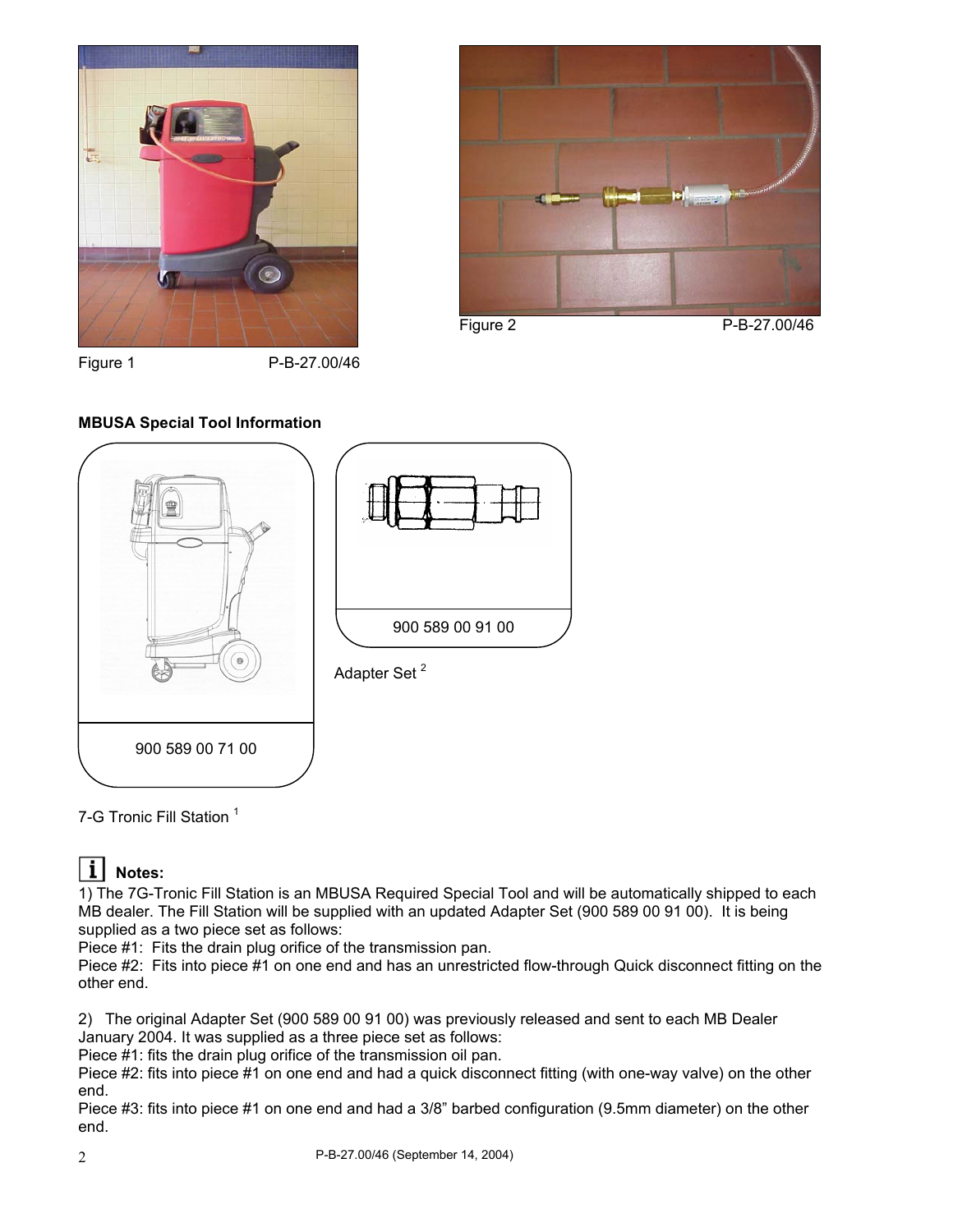Figure 1 P-B-27.00/46

Figure 2 P-B-27.00/46

**MBUSA Special Tool Information**

900 589 00 71 00

7-G Tronic Fill Station [1]

900 589 00 91 00

Adapter Set [2]

**Notes:**

1) The 7G-Tronic Fill Station is an MBUSA Required Special Tool and will be automatically shipped to each MB dealer. The Fill Station will be supplied with an updated Adapter Set (900 589 00 91 00). It is being supplied as a two piece set as follows:
Piece #1: Fits the drain plug orifice of the transmission pan.
Piece #2: Fits into piece #1 on one end and has an unrestricted flow-through Quick disconnect fitting on the other end.

2) The original Adapter Set (900 589 00 91 00) was previously released and sent to each MB Dealer January 2004. It was supplied as a three piece set as follows:
Piece #1: fits the drain plug orifice of the transmission oil pan.
Piece #2: fits into piece #1 on one end and had a quick disconnect fitting (with one-way valve) on the other end.
Piece #3: fits into piece #1 on one end and had a 3/8" barbed configuration (9.5mm diameter) on the other end.